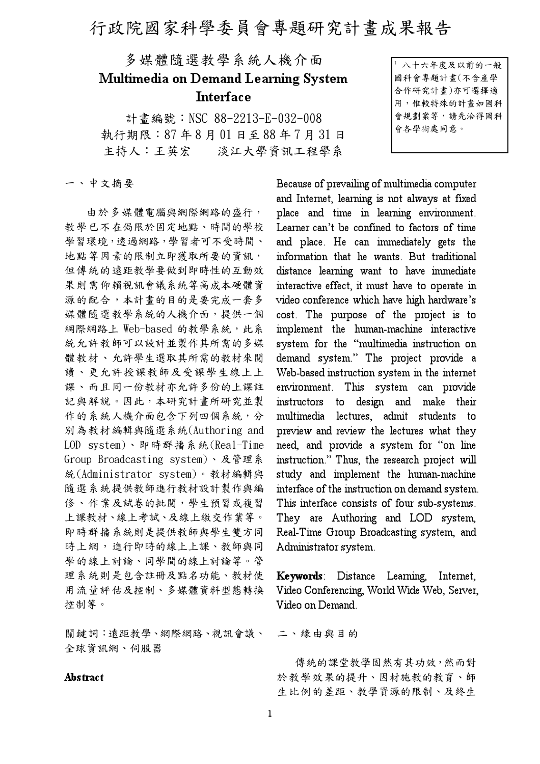# 行政院國家科學委員會專題研究計畫成果報告

## 多媒體隨選教學系統人機介面
## Multimedia on Demand Learning System Interface

計畫編號：NSC 88-2213-E-032-008

執行期限：87 年 8 月 01 日至 88 年 7 月 31 日

主持人：王英宏　　淡江大學資訊工程學系

† 八十六年度及以前的一般國科會專題計畫(不含產學合作研究計畫)亦可選擇適用，惟較特殊的計畫如國科會規劃案等，請先洽得國科會各學術處同意。

## 一、中文摘要

由於多媒體電腦與網際網路的盛行，教學已不在侷限於固定地點、時間的學校學習環境，透過網路，學習者可不受時間、地點等因素的限制立即獲取所要的資訊，但傳統的遠距教學要做到即時性的互動效果則需仰賴視訊會議系統等高成本硬體資源的配合，本計畫的目的是要完成一套多媒體隨選教學系統的人機介面，提供一個網際網路上 Web-based 的教學系統，此系統允許教師可以設計並製作其所需的多媒體教材、允許學生選取其所需的教材來閱讀、更允許授課教師及受課學生線上上課、而且同一份教材亦允許多份的上課註記與解說。因此，本研究計畫所研究並製作的系統人機介面包含下列四個系統，分別為教材編輯與隨選系統(Authoring and LOD system)、即時群播系統(Real-Time Group Broadcasting system)、及管理系統(Administrator system)。教材編輯與隨選系統提供教師進行教材設計製作與編修、作業及試卷的批閱，學生預習或複習上課教材、線上考試、及線上繳交作業等。即時群播系統則是提供教師與學生雙方同時上網，進行即時的線上上課、教師與同學的線上討論、同學間的線上討論等。管理系統則是包含註冊及點名功能、教材使用流量評估及控制、多媒體資料型態轉換控制等。

關鍵詞：遠距教學、網際網路、視訊會議、全球資訊網、伺服器

## Abstract

Because of prevailing of multimedia computer and Internet, learning is not always at fixed place and time in learning environment. Learner can't be confined to factors of time and place. He can immediately gets the information that he wants. But traditional distance learning want to have immediate interactive effect, it must have to operate in video conference which have high hardware's cost. The purpose of the project is to implement the human-machine interactive system for the "multimedia instruction on demand system." The project provide a Web-based instruction system in the internet environment. This system can provide instructors to design and make their multimedia lectures, admit students to preview and review the lectures what they need, and provide a system for "on line instruction." Thus, the research project will study and implement the human-machine interface of the instruction on demand system. This interface consists of four sub-systems. They are Authoring and LOD system, Real-Time Group Broadcasting system, and Administrator system.

**Keywords**: Distance Learning, Internet, Video Conferencing, World Wide Web, Server, Video on Demand.

## 二、緣由與目的

傳統的課堂教學固然有其功效，然而對於教學效果的提升、因材施教的教育、師生比例的差距、教學資源的限制、及終生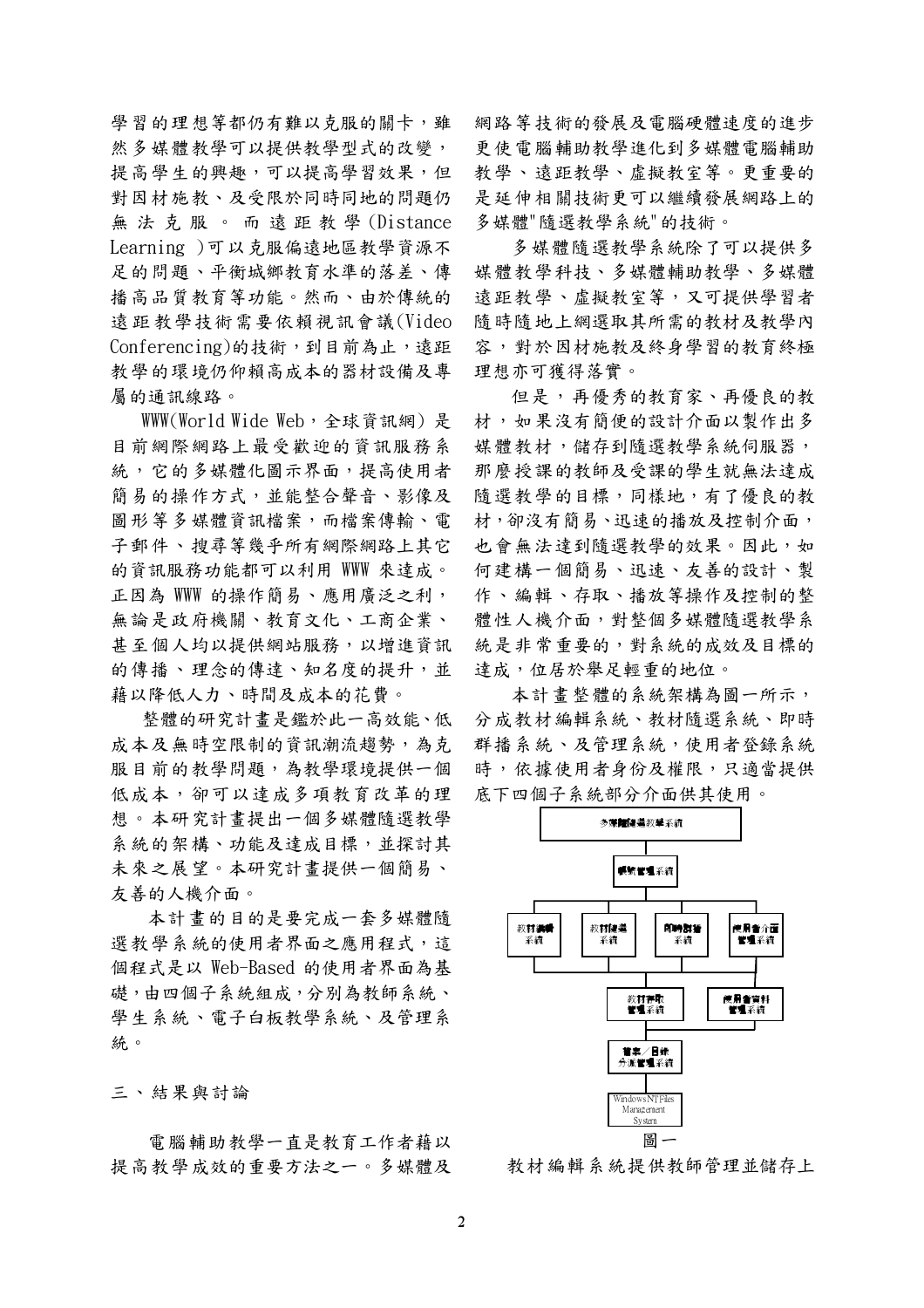學習的理想等都仍有難以克服的關卡，雖然多媒體教學可以提供教學型式的改變，提高學生的興趣，可以提高學習效果，但對因材施教、及受限於同時同地的問題仍無法克服。而遠距教學(Distance Learning )可以克服偏遠地區教學資源不足的問題、平衡城鄉教育水準的落差、傳播高品質教育等功能。然而、由於傳統的遠距教學技術需要依賴視訊會議(Video Conferencing)的技術，到目前為止，遠距教學的環境仍仰賴高成本的器材設備及專屬的通訊線路。

WWW(World Wide Web，全球資訊網) 是目前網際網路上最受歡迎的資訊服務系統，它的多媒體化圖示界面，提高使用者簡易的操作方式，並能整合聲音、影像及圖形等多媒體資訊檔案，而檔案傳輸、電子郵件、搜尋等幾乎所有網際網路上其它的資訊服務功能都可以利用 WWW 來達成。正因為 WWW 的操作簡易、應用廣泛之利，無論是政府機關、教育文化、工商企業、甚至個人均以提供網站服務，以增進資訊的傳播、理念的傳達、知名度的提升，並藉以降低人力、時間及成本的花費。

整體的研究計畫是鑑於此一高效能、低成本及無時空限制的資訊潮流趨勢，為克服目前的教學問題，為教學環境提供一個低成本，卻可以達成多項教育改革的理想。本研究計畫提出一個多媒體隨選教學系統的架構、功能及達成目標，並探討其未來之展望。本研究計畫提供一個簡易、友善的人機介面。

本計畫的目的是要完成一套多媒體隨選教學系統的使用者界面之應用程式，這個程式是以 Web-Based 的使用者界面為基礎，由四個子系統組成，分別為教師系統、學生系統、電子白板教學系統、及管理系統。

## 三、結果與討論

電腦輔助教學一直是教育工作者藉以提高教學成效的重要方法之一。多媒體及網路等技術的發展及電腦硬體速度的進步更使電腦輔助教學進化到多媒體電腦輔助教學、遠距教學、虛擬教室等。更重要的是延伸相關技術更可以繼續發展網路上的多媒體"隨選教學系統"的技術。

多媒體隨選教學系統除了可以提供多媒體教學科技、多媒體輔助教學、多媒體遠距教學、虛擬教室等，又可提供學習者隨時隨地上網選取其所需的教材及教學內容，對於因材施教及終身學習的教育終極理想亦可獲得落實。

但是，再優秀的教育家、再優良的教材，如果沒有簡便的設計介面以製作出多媒體教材，儲存到隨選教學系統伺服器，那麼授課的教師及受課的學生就無法達成隨選教學的目標，同樣地，有了優良的教材，卻沒有簡易、迅速的播放及控制介面，也會無法達到隨選教學的效果。因此，如何建構一個簡易、迅速、友善的設計、製作、編輯、存取、播放等操作及控制的整體性人機介面，對整個多媒體隨選教學系統是非常重要的，對系統的成效及目標的達成，位居於舉足輕重的地位。

本計畫整體的系統架構為圖一所示，分成教材編輯系統、教材隨選系統、即時群播系統、及管理系統，使用者登錄系統時，依據使用者身份及權限，只適當提供底下四個子系統部分介面供其使用。

多媒體隨選教學系統

帳號管理系統

教材編輯系統 | 教材隨選系統 | 即時群播系統 | 使用者介面管理系統

教材存取管理系統 | 使用者資料管理系統

檔案／目錄分派管理系統

Windows NT Files Management System

圖一

教材編輯系統提供教師管理並儲存上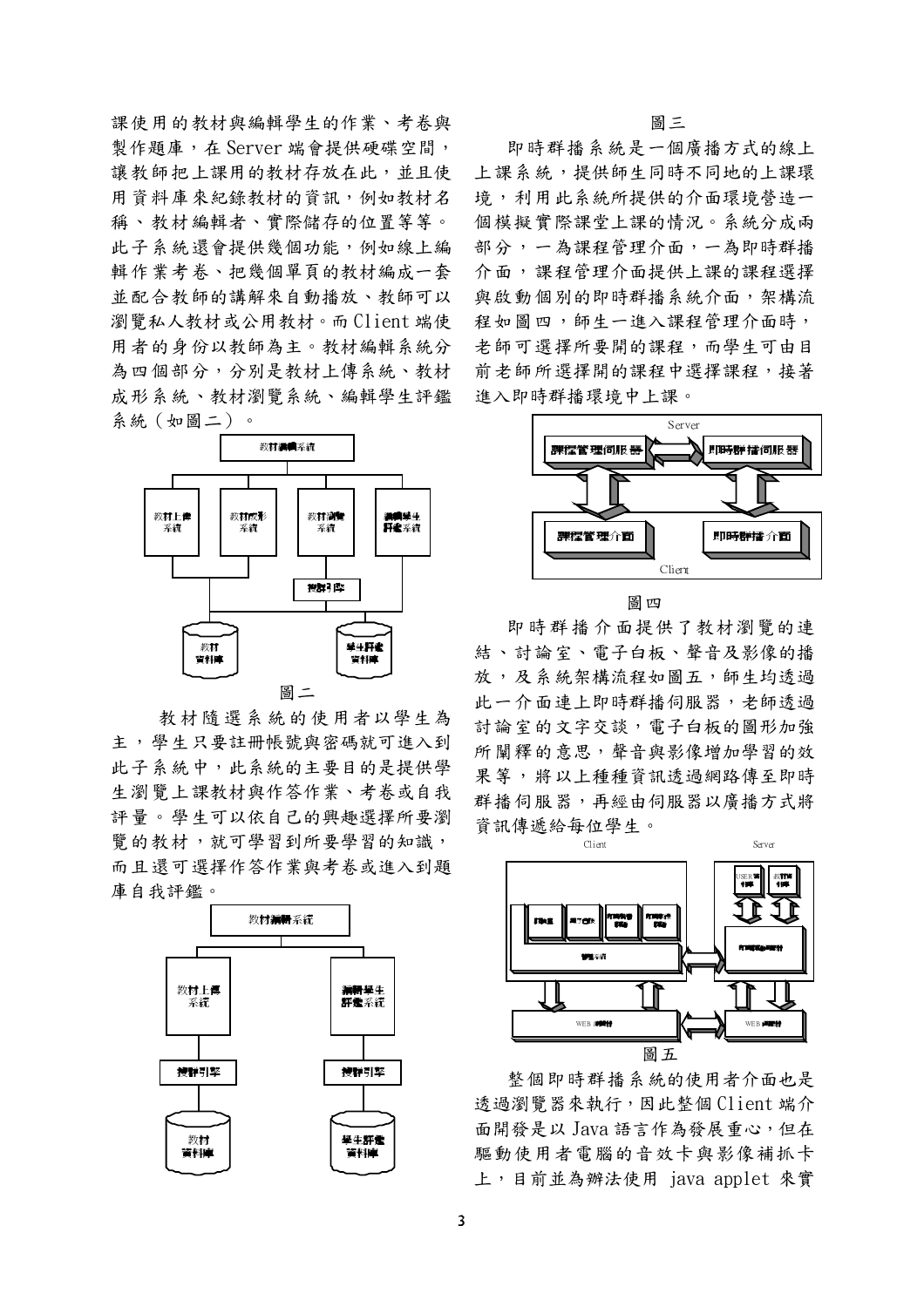課使用的教材與編輯學生的作業、考卷與製作題庫，在 Server 端會提供硬碟空間，讓教師把上課用的教材存放在此，並且使用資料庫來紀錄教材的資訊，例如教材名稱、教材編輯者、實際儲存的位置等等。此子系統還會提供幾個功能，例如線上編輯作業考卷、把幾個單頁的教材編成一套並配合教師的講解來自動播放、教師可以瀏覽私人教材或公用教材。而 Client 端使用者的身份以教師為主。教材編輯系統分為四個部分，分別是教材上傳系統、教材成形系統、教材瀏覽系統、編輯學生評鑑系統（如圖二）。

圖二

教材隨選系統的使用者以學生為主，學生只要註冊帳號與密碼就可進入到此子系統中，此系統的主要目的是提供學生瀏覽上課教材與作答作業、考卷或自我評量。學生可以依自己的興趣選擇所要瀏覽的教材，就可學習到所要學習的知識，而且還可選擇作答作業與考卷或進入到題庫自我評鑑。

圖三

即時群播系統是一個廣播方式的線上上課系統，提供師生同時不同地的上課環境，利用此系統所提供的介面環境營造一個模擬實際課堂上課的情況。系統分成兩部分，一為課程管理介面，一為即時群播介面，課程管理介面提供上課的課程選擇與啟動個別的即時群播系統介面，架構流程如圖四，師生一進入課程管理介面時，老師可選擇所要開的課程，而學生可由目前老師所選擇開的課程中選擇課程，接著進入即時群播環境中上課。

圖四

即時群播介面提供了教材瀏覽的連結、討論室、電子白板、聲音及影像的播放，及系統架構流程如圖五，師生均透過此一介面連上即時群播伺服器，老師透過討論室的文字交談，電子白板的圖形加強所闡釋的意思，聲音與影像增加學習的效果等，將以上種種資訊透過網路傳至即時群播伺服器，再經由伺服器以廣播方式將資訊傳遞給每位學生。

圖五

整個即時群播系統的使用者介面也是透過瀏覽器來執行，因此整個 Client 端介面開發是以 Java 語言作為發展重心，但在驅動使用者電腦的音效卡與影像補抓卡上，目前並為辦法使用 java applet 來實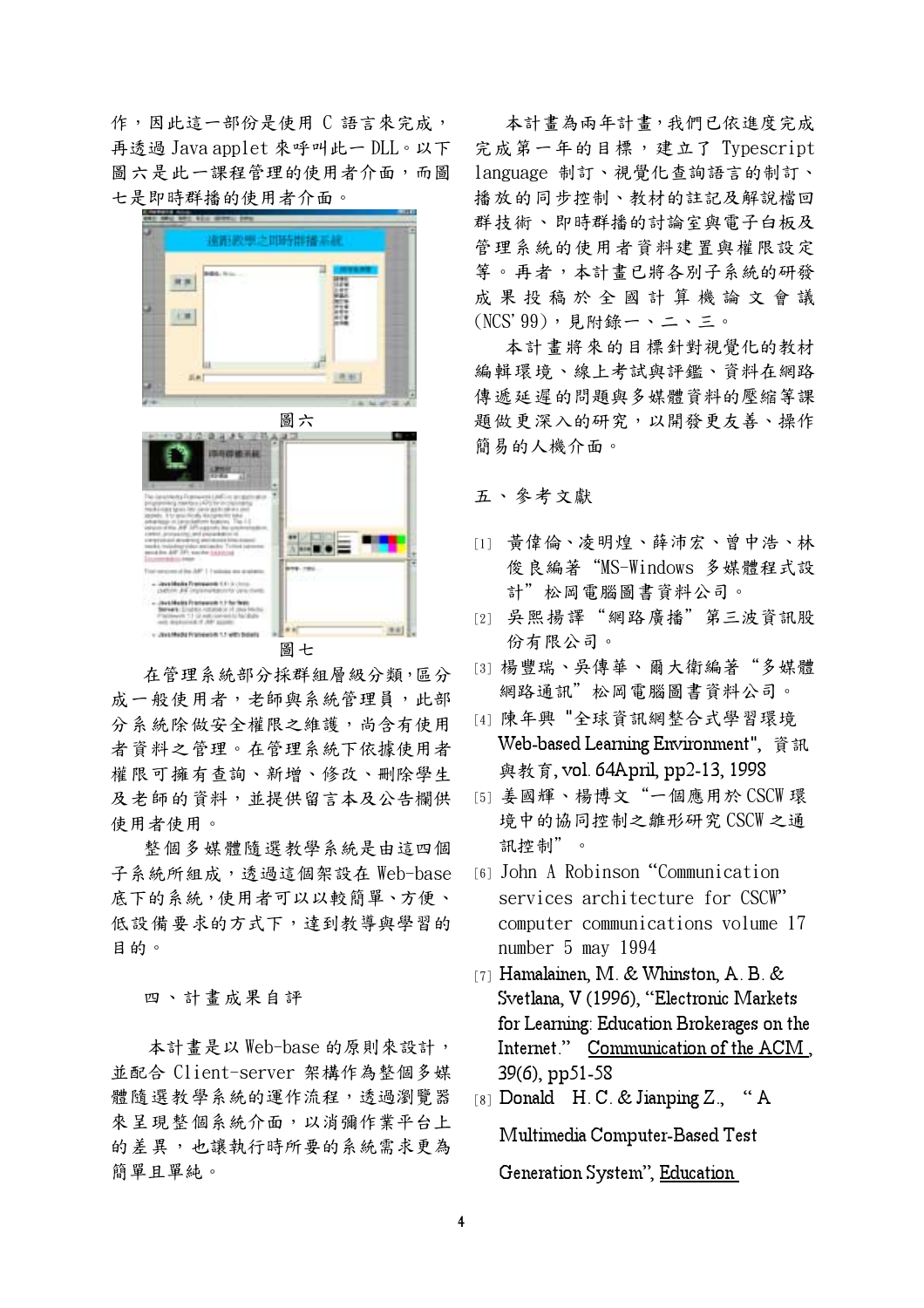作，因此這一部份是使用 C 語言來完成，再透過 Java applet 來呼叫此一 DLL。以下圖六是此一課程管理的使用者介面，而圖七是即時群播的使用者介面。

圖六

圖七

在管理系統部分採群組層級分類，區分成一般使用者，老師與系統管理員，此部分系統除做安全權限之維護，尚含有使用者資料之管理。在管理系統下依據使用者權限可擁有查詢、新增、修改、刪除學生及老師的資料，並提供留言本及公告欄供使用者使用。

整個多媒體隨選教學系統是由這四個子系統所組成，透過這個架設在 Web-base 底下的系統，使用者可以以較簡單、方便、低設備要求的方式下，達到教導與學習的目的。

## 四、計畫成果自評

本計畫是以 Web-base 的原則來設計，並配合 Client-server 架構作為整個多媒體隨選教學系統的運作流程，透過瀏覽器來呈現整個系統介面，以消彌作業平台上的差異，也讓執行時所要的系統需求更為簡單且單純。

本計畫為兩年計畫，我們已依進度完成完成第一年的目標，建立了 Typescript language 制訂、視覺化查詢語言的制訂、播放的同步控制、教材的註記及解說檔回群技術、即時群播的討論室與電子白板及管理系統的使用者資料建置與權限設定等。再者，本計畫已將各別子系統的研發成果投稿於全國計算機論文會議(NCS'99)，見附錄一、二、三。

本計畫將來的目標針對視覺化的教材編輯環境、線上考試與評鑑、資料在網路傳遞延遲的問題與多媒體資料的壓縮等課題做更深入的研究，以開發更友善、操作簡易的人機介面。

## 五、參考文獻

[1] 黃偉倫、凌明煌、薛沛宏、曾中浩、林俊良編著“MS-Windows 多媒體程式設計”松岡電腦圖書資料公司。

[2] 吳熙揚譯“網路廣播”第三波資訊股份有限公司。

[3] 楊豐瑞、吳傳華、爾大衛編著“多媒體網路通訊”松岡電腦圖書資料公司。

[4] 陳年興"全球資訊網整合式學習環境 Web-based Learning Environment", 資訊與教育, vol. 64April, pp2-13, 1998

[5] 姜國輝、楊博文“一個應用於 CSCW 環境中的協同控制之雛形研究 CSCW 之通訊控制”。

[6] John A Robinson “Communication services architecture for CSCW” computer communications volume 17 number 5 may 1994

[7] Hamalainen, M. & Whinston, A. B. & Svetlana, V (1996), “Electronic Markets for Learning: Education Brokerages on the Internet.” Communication of the ACM, 39(6), pp51-58

[8] Donald H. C. & Jianping Z., “A Multimedia Computer-Based Test Generation System”, Education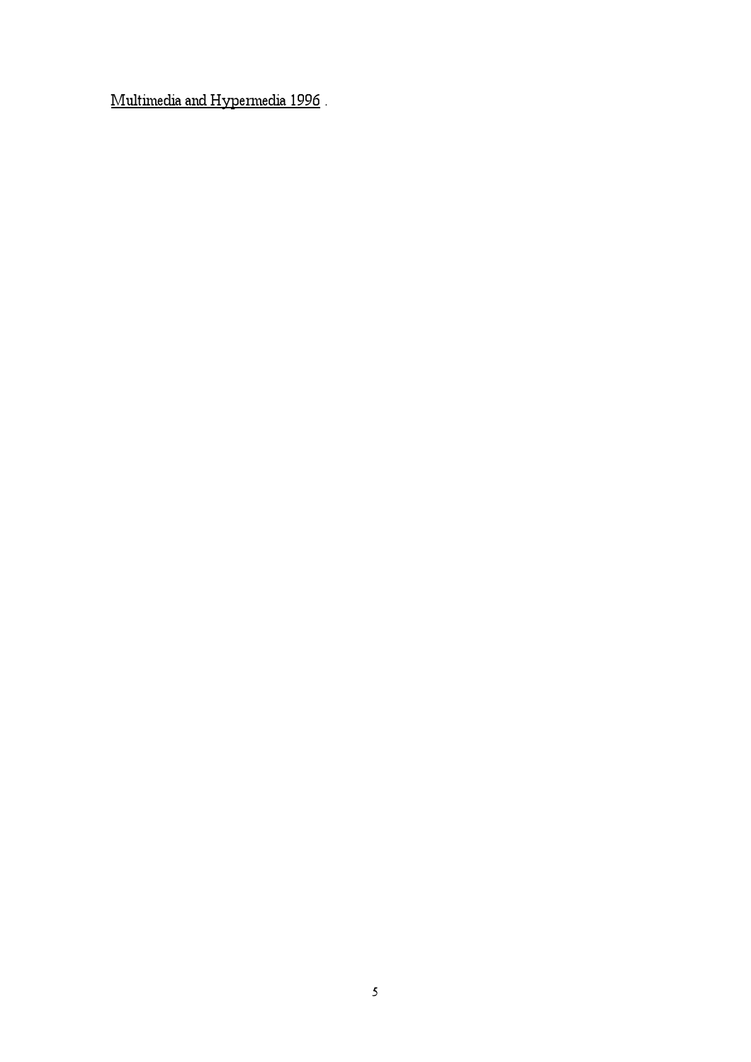Multimedia and Hypermedia 1996 .